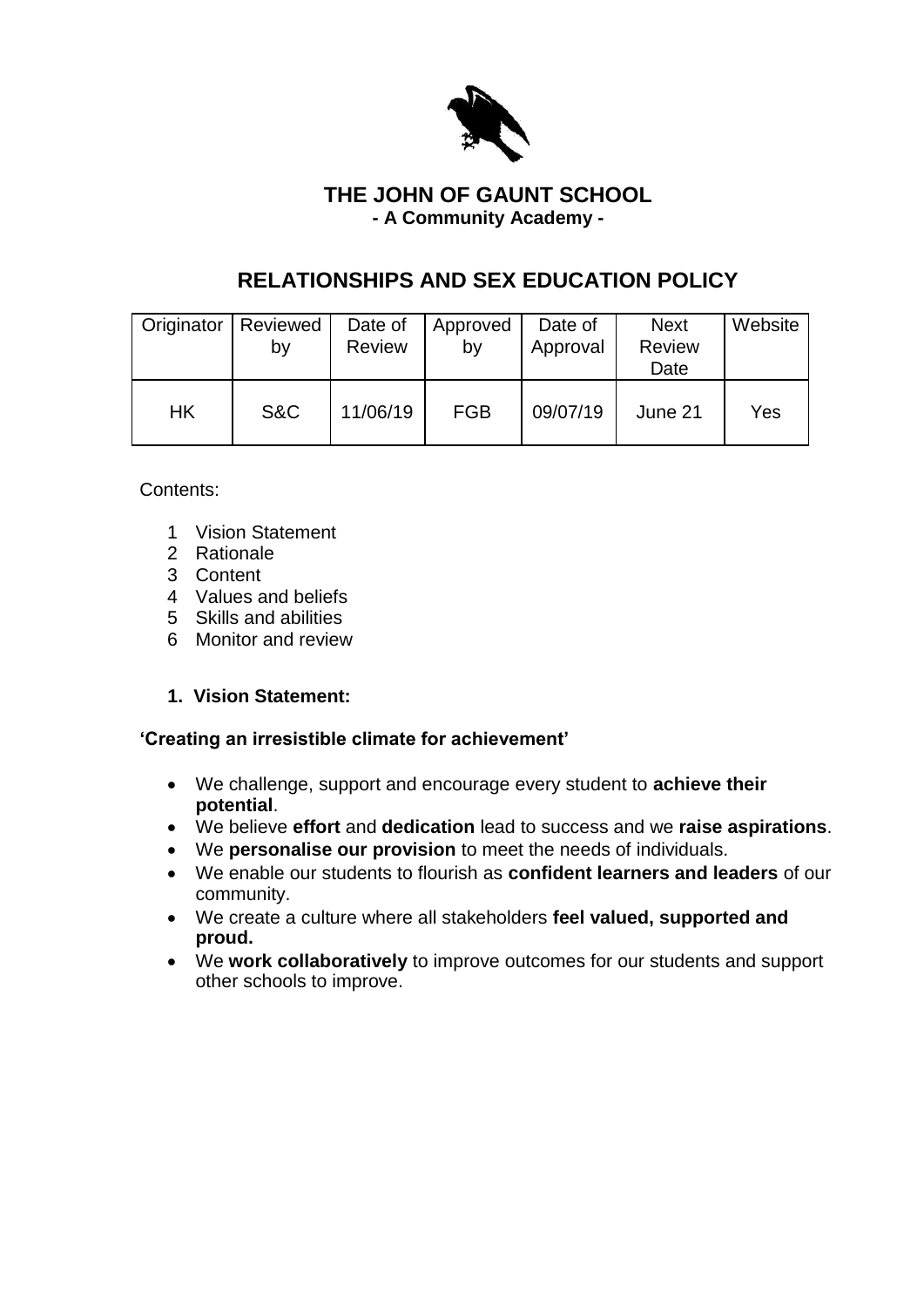# THE JOHN OF GAUNT SCHOOL

**- A Community Academy -**

## RELATIONSHIPS AND SEX EDUCATION POLICY

| Originator | Reviewed by | Date of Review | Approved by | Date of Approval | Next Review Date | Website |
|---|---|---|---|---|---|---|
| HK | S&C | 11/06/19 | FGB | 09/07/19 | June 21 | Yes |

Contents:

1. Vision Statement
2. Rationale
3. Content
4. Values and beliefs
5. Skills and abilities
6. Monitor and review

### 1. Vision Statement:

**'Creating an irresistible climate for achievement'**

- We challenge, support and encourage every student to **achieve their potential**.
- We believe **effort** and **dedication** lead to success and we **raise aspirations**.
- We **personalise our provision** to meet the needs of individuals.
- We enable our students to flourish as **confident learners and leaders** of our community.
- We create a culture where all stakeholders **feel valued, supported and proud.**
- We **work collaboratively** to improve outcomes for our students and support other schools to improve.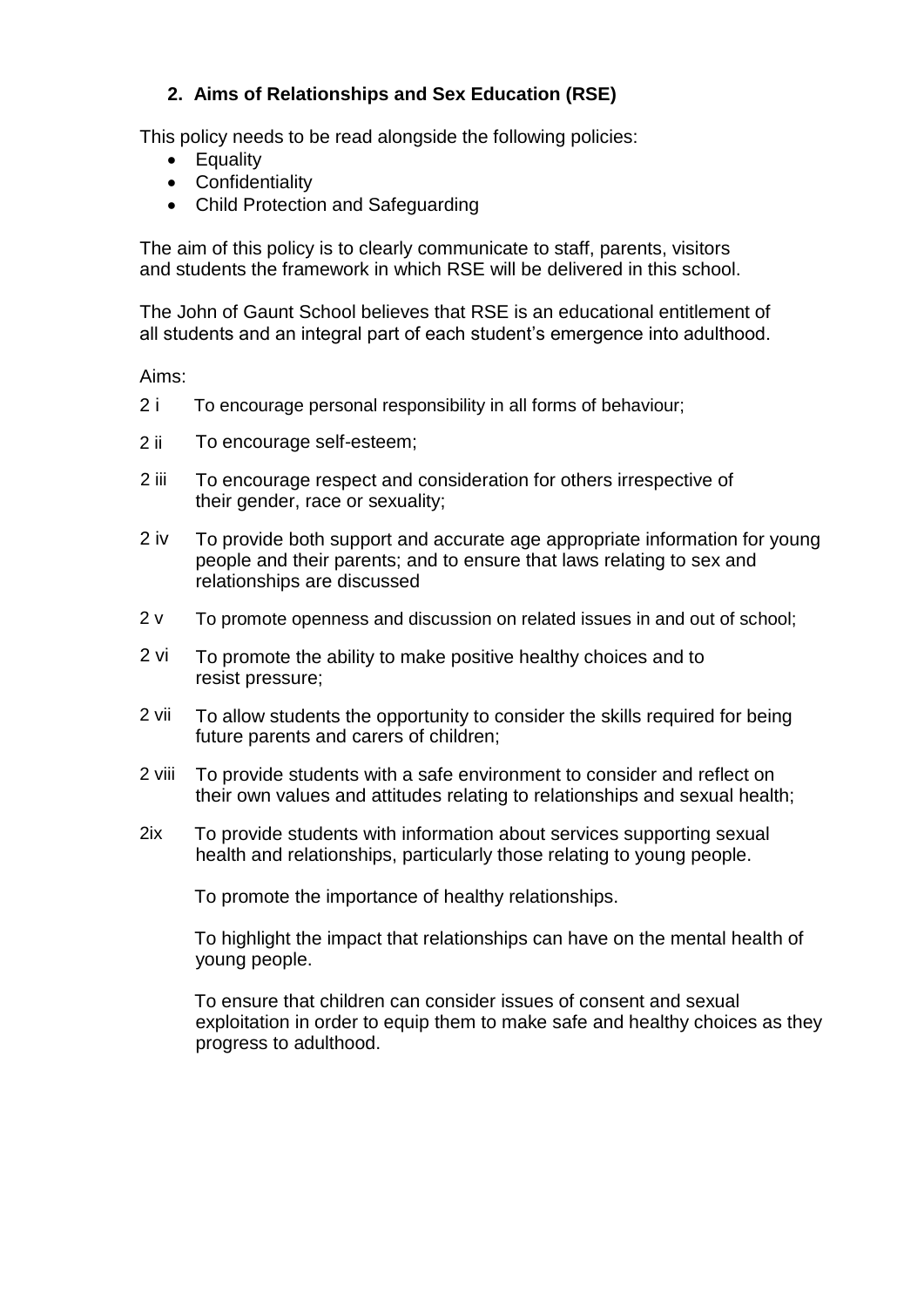## 2. Aims of Relationships and Sex Education (RSE)

This policy needs to be read alongside the following policies:

- Equality
- Confidentiality
- Child Protection and Safeguarding

The aim of this policy is to clearly communicate to staff, parents, visitors and students the framework in which RSE will be delivered in this school.

The John of Gaunt School believes that RSE is an educational entitlement of all students and an integral part of each student's emergence into adulthood.

Aims:

2 i To encourage personal responsibility in all forms of behaviour;

2 ii To encourage self-esteem;

2 iii To encourage respect and consideration for others irrespective of their gender, race or sexuality;

2 iv To provide both support and accurate age appropriate information for young people and their parents; and to ensure that laws relating to sex and relationships are discussed

2 v To promote openness and discussion on related issues in and out of school;

2 vi To promote the ability to make positive healthy choices and to resist pressure;

2 vii To allow students the opportunity to consider the skills required for being future parents and carers of children;

2 viii To provide students with a safe environment to consider and reflect on their own values and attitudes relating to relationships and sexual health;

2ix To provide students with information about services supporting sexual health and relationships, particularly those relating to young people.

To promote the importance of healthy relationships.

To highlight the impact that relationships can have on the mental health of young people.

To ensure that children can consider issues of consent and sexual exploitation in order to equip them to make safe and healthy choices as they progress to adulthood.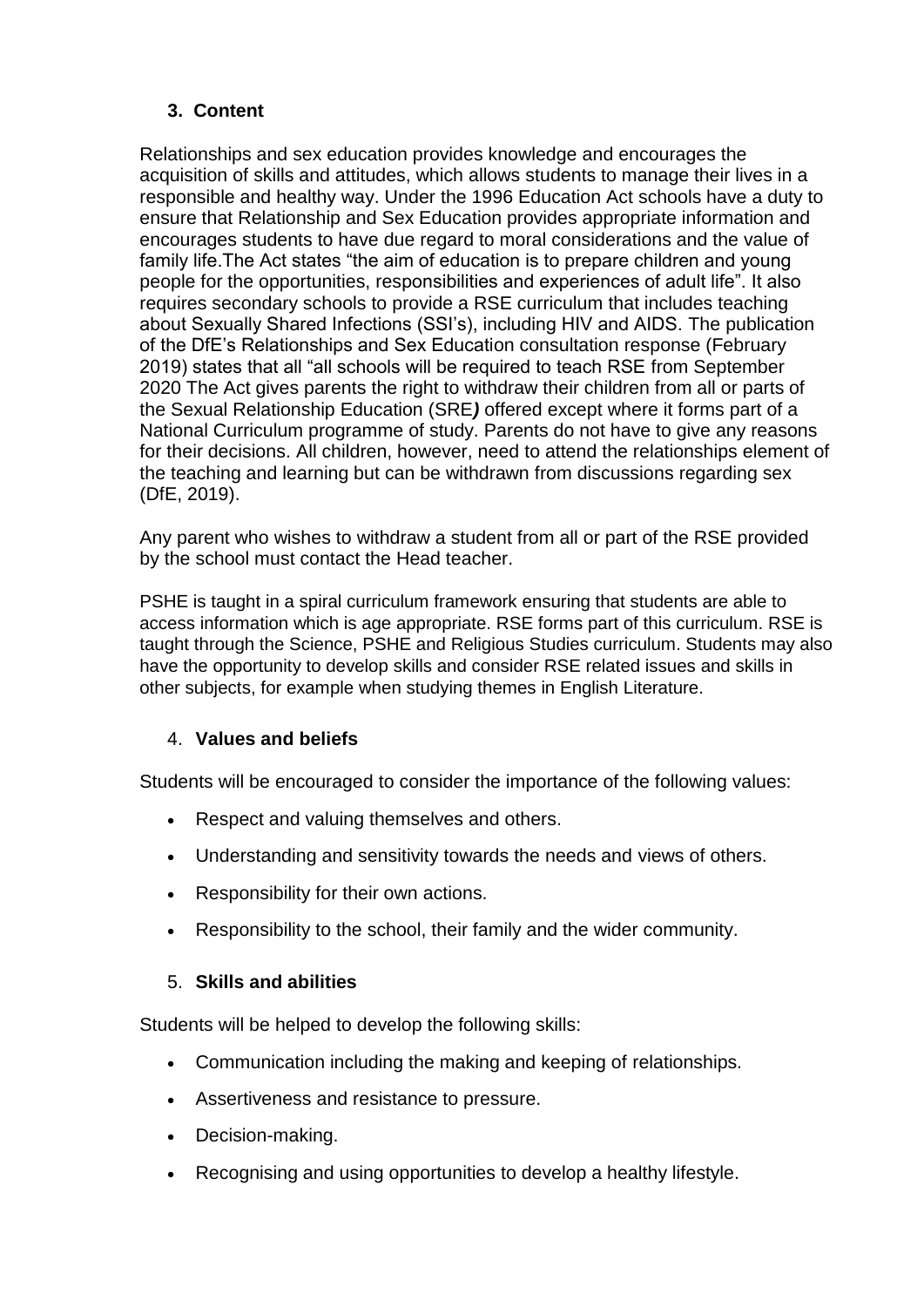## 3. Content

Relationships and sex education provides knowledge and encourages the acquisition of skills and attitudes, which allows students to manage their lives in a responsible and healthy way. Under the 1996 Education Act schools have a duty to ensure that Relationship and Sex Education provides appropriate information and encourages students to have due regard to moral considerations and the value of family life.The Act states "the aim of education is to prepare children and young people for the opportunities, responsibilities and experiences of adult life". It also requires secondary schools to provide a RSE curriculum that includes teaching about Sexually Shared Infections (SSI's), including HIV and AIDS. The publication of the DfE's Relationships and Sex Education consultation response (February 2019) states that all "all schools will be required to teach RSE from September 2020 The Act gives parents the right to withdraw their children from all or parts of the Sexual Relationship Education (SRE***)*** offered except where it forms part of a National Curriculum programme of study. Parents do not have to give any reasons for their decisions. All children, however, need to attend the relationships element of the teaching and learning but can be withdrawn from discussions regarding sex (DfE, 2019).

Any parent who wishes to withdraw a student from all or part of the RSE provided by the school must contact the Head teacher.

PSHE is taught in a spiral curriculum framework ensuring that students are able to access information which is age appropriate. RSE forms part of this curriculum. RSE is taught through the Science, PSHE and Religious Studies curriculum. Students may also have the opportunity to develop skills and consider RSE related issues and skills in other subjects, for example when studying themes in English Literature.

## 4. Values and beliefs

Students will be encouraged to consider the importance of the following values:

- Respect and valuing themselves and others.
- Understanding and sensitivity towards the needs and views of others.
- Responsibility for their own actions.
- Responsibility to the school, their family and the wider community.

## 5. Skills and abilities

Students will be helped to develop the following skills:

- Communication including the making and keeping of relationships.
- Assertiveness and resistance to pressure.
- Decision-making.
- Recognising and using opportunities to develop a healthy lifestyle.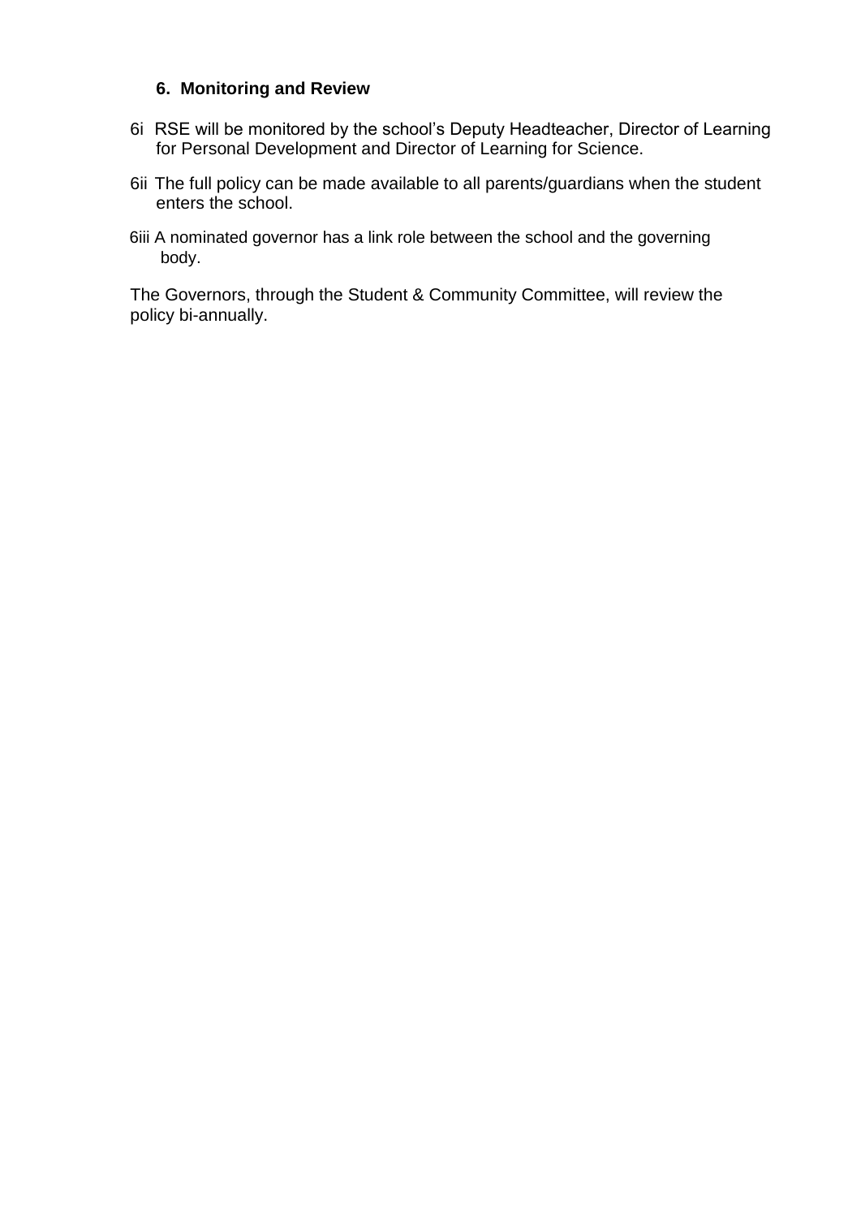## 6. Monitoring and Review

6i RSE will be monitored by the school's Deputy Headteacher, Director of Learning for Personal Development and Director of Learning for Science.

6ii The full policy can be made available to all parents/guardians when the student enters the school.

6iii A nominated governor has a link role between the school and the governing body.

The Governors, through the Student & Community Committee, will review the policy bi-annually.